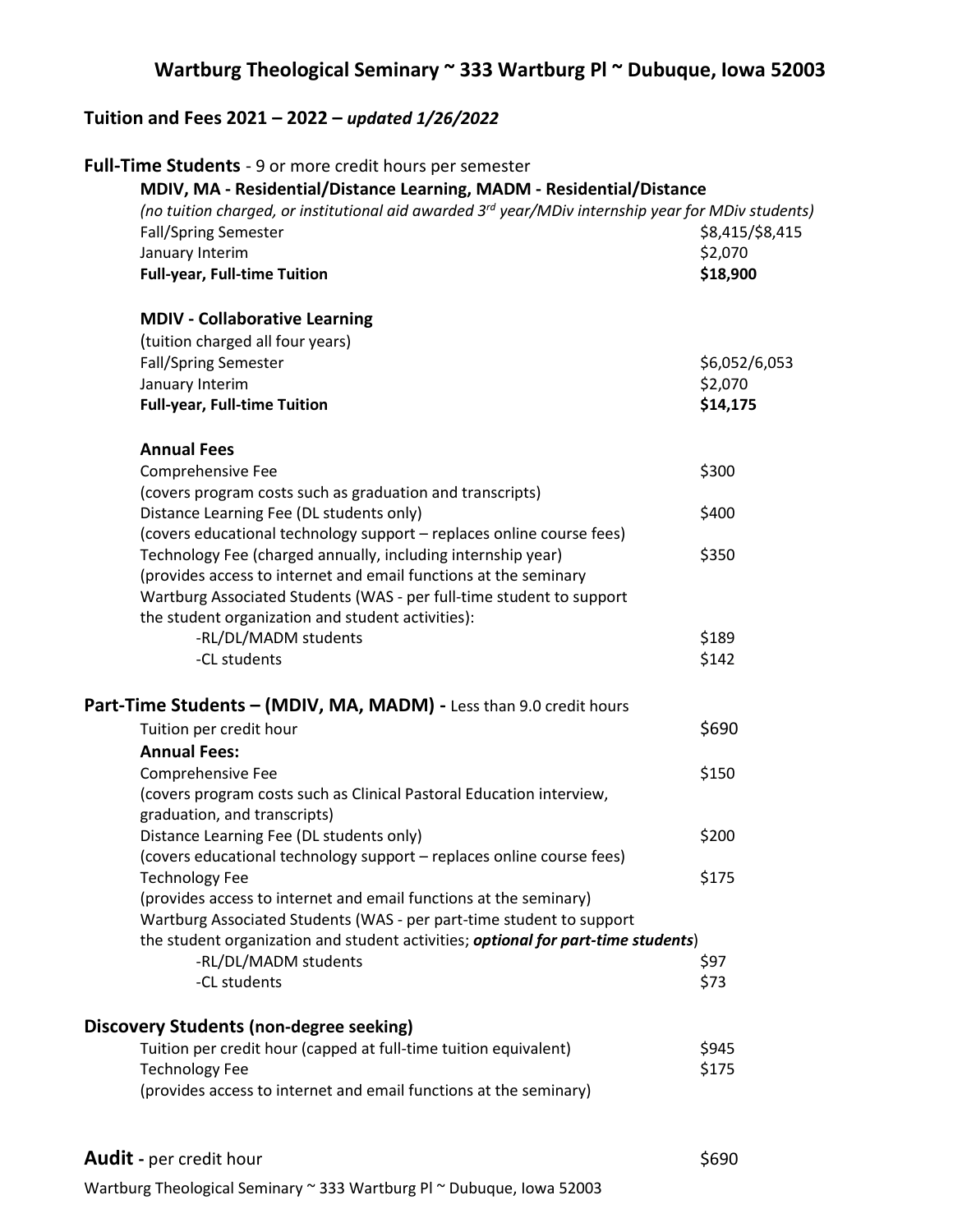# Wartburg Theological Seminary ~ 333 Wartburg Pl ~ Dubuque, Iowa 52003

## Tuition and Fees 2021 – 2022 – *updated 1/26/2022*

### Full-Time Students - 9 or more credit hours per semester

**MDIV, MA - Residential/Distance Learning, MADM - Residential/Distance**

*(no tuition charged, or institutional aid awarded 3rd year/MDiv internship year for MDiv students)*

| | |
|---|---|
| Fall/Spring Semester | $8,415/$8,415 |
| January Interim | $2,070 |
| **Full-year, Full-time Tuition** | **$18,900** |

**MDIV - Collaborative Learning**

(tuition charged all four years)

| | |
|---|---|
| Fall/Spring Semester | $6,052/6,053 |
| January Interim | $2,070 |
| **Full-year, Full-time Tuition** | **$14,175** |

**Annual Fees**

| | |
|---|---|
| Comprehensive Fee<br>(covers program costs such as graduation and transcripts) | $300 |
| Distance Learning Fee (DL students only)<br>(covers educational technology support – replaces online course fees) | $400 |
| Technology Fee (charged annually, including internship year)<br>(provides access to internet and email functions at the seminary | $350 |
| Wartburg Associated Students (WAS - per full-time student to support the student organization and student activities): | |
| -RL/DL/MADM students | $189 |
| -CL students | $142 |

### Part-Time Students – (MDIV, MA, MADM) - Less than 9.0 credit hours

| | |
|---|---|
| Tuition per credit hour | $690 |

**Annual Fees:**

| | |
|---|---|
| Comprehensive Fee<br>(covers program costs such as Clinical Pastoral Education interview, graduation, and transcripts) | $150 |
| Distance Learning Fee (DL students only)<br>(covers educational technology support – replaces online course fees) | $200 |
| Technology Fee<br>(provides access to internet and email functions at the seminary) | $175 |
| Wartburg Associated Students (WAS - per part-time student to support the student organization and student activities; ***optional for part-time students***) | |
| -RL/DL/MADM students | $97 |
| -CL students | $73 |

### Discovery Students (non-degree seeking)

| | |
|---|---|
| Tuition per credit hour (capped at full-time tuition equivalent) | $945 |
| Technology Fee<br>(provides access to internet and email functions at the seminary) | $175 |

### Audit - per credit hour $690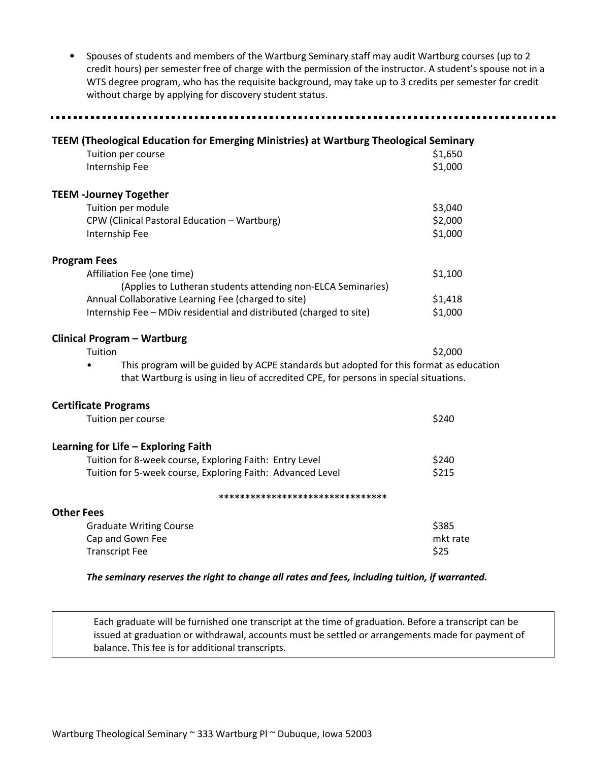- Spouses of students and members of the Wartburg Seminary staff may audit Wartburg courses (up to 2 credit hours) per semester free of charge with the permission of the instructor. A student's spouse not in a WTS degree program, who has the requisite background, may take up to 3 credits per semester for credit without charge by applying for discovery student status.

---

**TEEM (Theological Education for Emerging Ministries) at Wartburg Theological Seminary**

| | |
|---|---|
| Tuition per course | $1,650 |
| Internship Fee | $1,000 |

**TEEM -Journey Together**

| | |
|---|---|
| Tuition per module | $3,040 |
| CPW (Clinical Pastoral Education – Wartburg) | $2,000 |
| Internship Fee | $1,000 |

**Program Fees**

| | |
|---|---|
| Affiliation Fee (one time) (Applies to Lutheran students attending non-ELCA Seminaries) | $1,100 |
| Annual Collaborative Learning Fee (charged to site) | $1,418 |
| Internship Fee – MDiv residential and distributed (charged to site) | $1,000 |

**Clinical Program – Wartburg**

| | |
|---|---|
| Tuition | $2,000 |

- This program will be guided by ACPE standards but adopted for this format as education that Wartburg is using in lieu of accredited CPE, for persons in special situations.

**Certificate Programs**

| | |
|---|---|
| Tuition per course | $240 |

**Learning for Life – Exploring Faith**

| | |
|---|---|
| Tuition for 8-week course, Exploring Faith: Entry Level | $240 |
| Tuition for 5-week course, Exploring Faith: Advanced Level | $215 |

********************************

**Other Fees**

| | |
|---|---|
| Graduate Writing Course | $385 |
| Cap and Gown Fee | mkt rate |
| Transcript Fee | $25 |

***The seminary reserves the right to change all rates and fees, including tuition, if warranted.***

Each graduate will be furnished one transcript at the time of graduation. Before a transcript can be issued at graduation or withdrawal, accounts must be settled or arrangements made for payment of balance. This fee is for additional transcripts.

Wartburg Theological Seminary ~ 333 Wartburg Pl ~ Dubuque, Iowa 52003